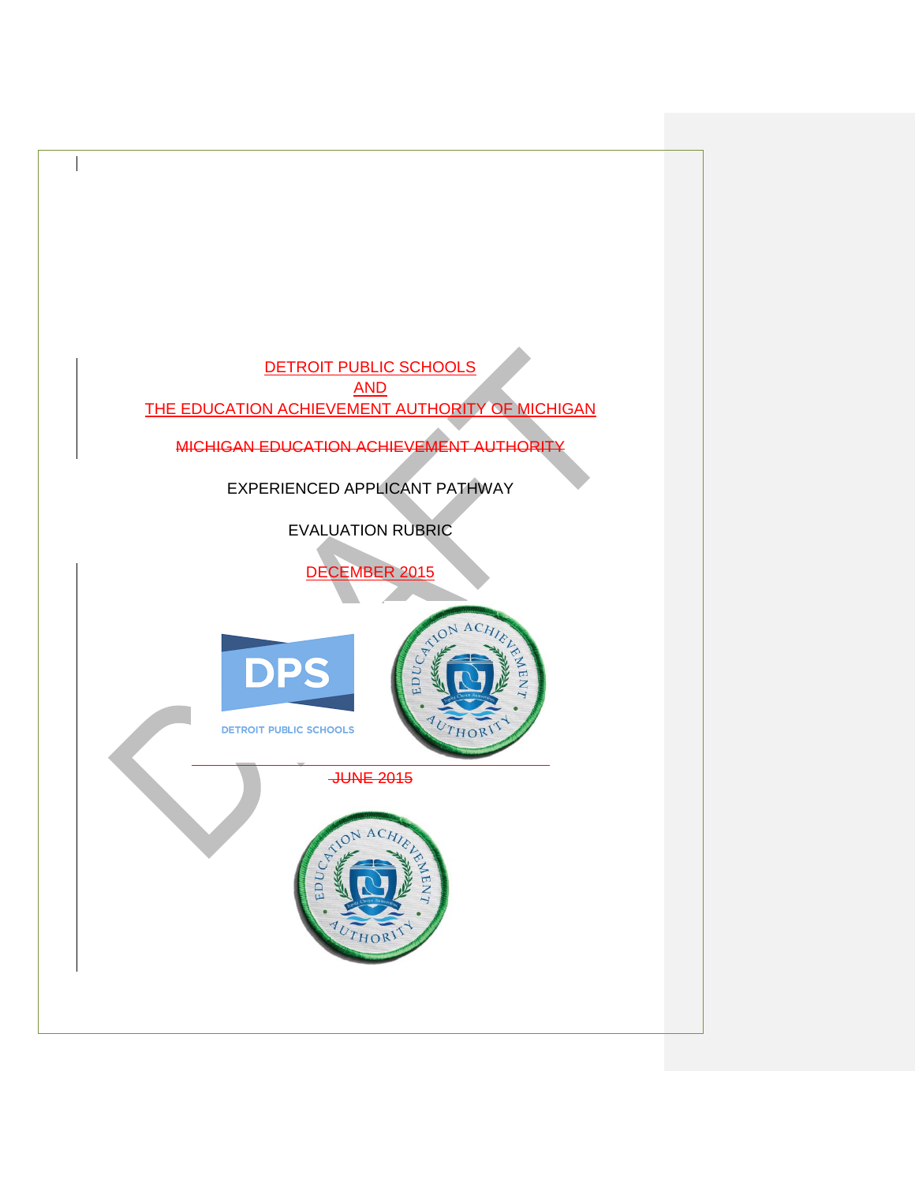DETROIT PUBLIC SCHOOLS

AND

THE EDUCATION ACHIEVEMENT AUTHORITY OF MICHIGAN

~~MICHIGAN EDUCATION ACHIEVEMENT AUTHORITY~~

EXPERIENCED APPLICANT PATHWAY

EVALUATION RUBRIC

DECEMBER 2015

~~JUNE 2015~~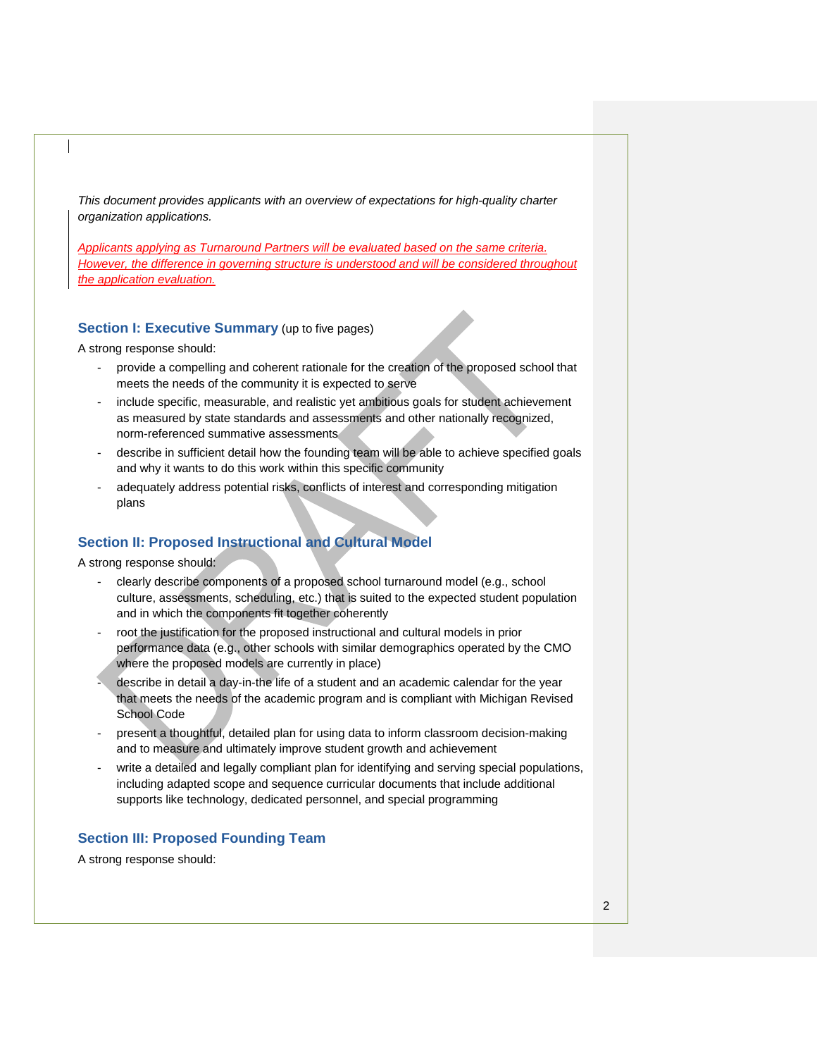*This document provides applicants with an overview of expectations for high-quality charter organization applications.*

*Applicants applying as Turnaround Partners will be evaluated based on the same criteria. However, the difference in governing structure is understood and will be considered throughout the application evaluation.*

## Section I: Executive Summary (up to five pages)

A strong response should:

- provide a compelling and coherent rationale for the creation of the proposed school that meets the needs of the community it is expected to serve
- include specific, measurable, and realistic yet ambitious goals for student achievement as measured by state standards and assessments and other nationally recognized, norm-referenced summative assessments
- describe in sufficient detail how the founding team will be able to achieve specified goals and why it wants to do this work within this specific community
- adequately address potential risks, conflicts of interest and corresponding mitigation plans

## Section II: Proposed Instructional and Cultural Model

A strong response should:

- clearly describe components of a proposed school turnaround model (e.g., school culture, assessments, scheduling, etc.) that is suited to the expected student population and in which the components fit together coherently
- root the justification for the proposed instructional and cultural models in prior performance data (e.g., other schools with similar demographics operated by the CMO where the proposed models are currently in place)
- describe in detail a day-in-the life of a student and an academic calendar for the year that meets the needs of the academic program and is compliant with Michigan Revised School Code
- present a thoughtful, detailed plan for using data to inform classroom decision-making and to measure and ultimately improve student growth and achievement
- write a detailed and legally compliant plan for identifying and serving special populations, including adapted scope and sequence curricular documents that include additional supports like technology, dedicated personnel, and special programming

## Section III: Proposed Founding Team

A strong response should: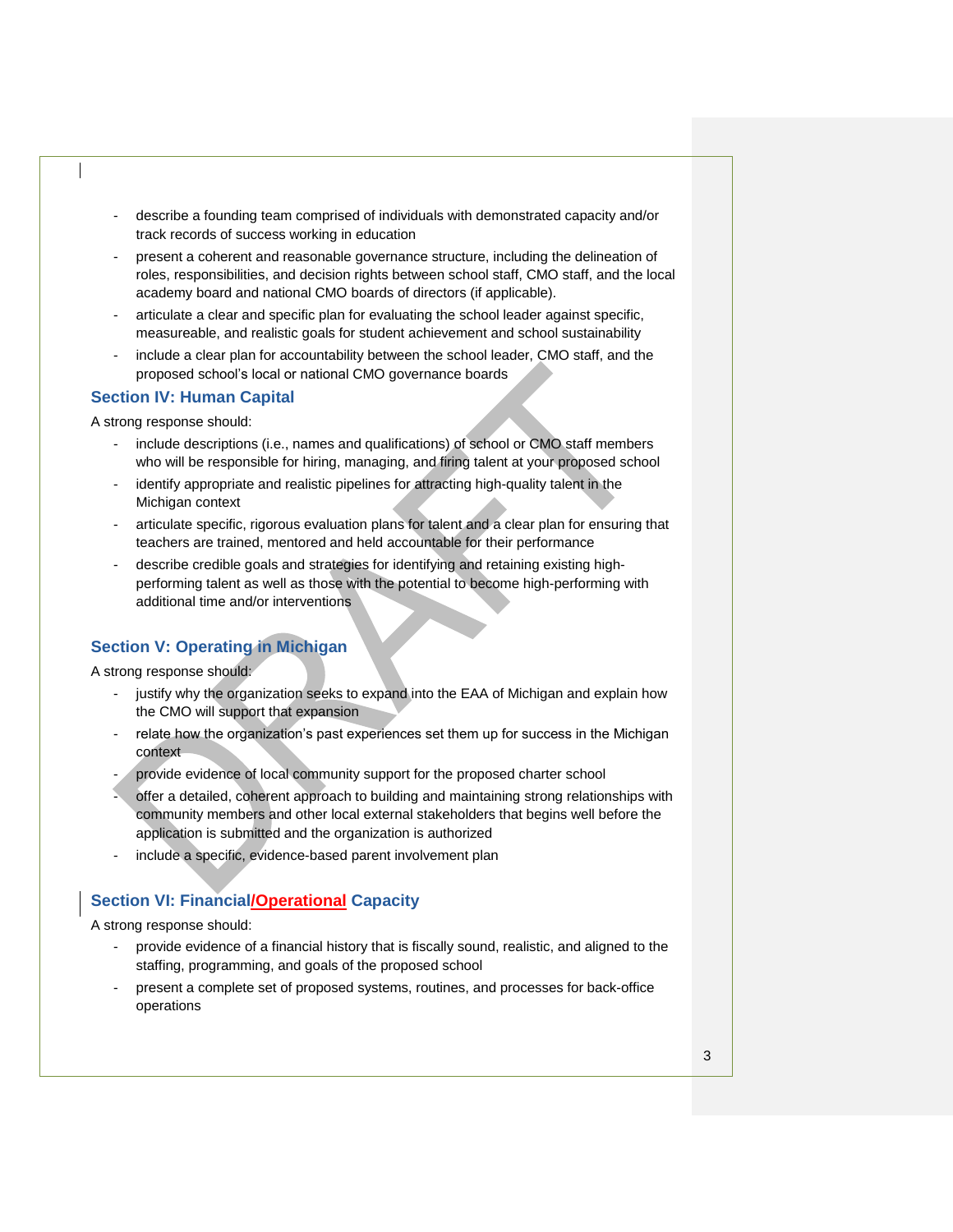- describe a founding team comprised of individuals with demonstrated capacity and/or track records of success working in education
- present a coherent and reasonable governance structure, including the delineation of roles, responsibilities, and decision rights between school staff, CMO staff, and the local academy board and national CMO boards of directors (if applicable).
- articulate a clear and specific plan for evaluating the school leader against specific, measureable, and realistic goals for student achievement and school sustainability
- include a clear plan for accountability between the school leader, CMO staff, and the proposed school's local or national CMO governance boards

## Section IV: Human Capital

A strong response should:

- include descriptions (i.e., names and qualifications) of school or CMO staff members who will be responsible for hiring, managing, and firing talent at your proposed school
- identify appropriate and realistic pipelines for attracting high-quality talent in the Michigan context
- articulate specific, rigorous evaluation plans for talent and a clear plan for ensuring that teachers are trained, mentored and held accountable for their performance
- describe credible goals and strategies for identifying and retaining existing high-performing talent as well as those with the potential to become high-performing with additional time and/or interventions

## Section V: Operating in Michigan

A strong response should:

- justify why the organization seeks to expand into the EAA of Michigan and explain how the CMO will support that expansion
- relate how the organization's past experiences set them up for success in the Michigan context
- provide evidence of local community support for the proposed charter school
- offer a detailed, coherent approach to building and maintaining strong relationships with community members and other local external stakeholders that begins well before the application is submitted and the organization is authorized
- include a specific, evidence-based parent involvement plan

## Section VI: Financial/Operational Capacity

A strong response should:

- provide evidence of a financial history that is fiscally sound, realistic, and aligned to the staffing, programming, and goals of the proposed school
- present a complete set of proposed systems, routines, and processes for back-office operations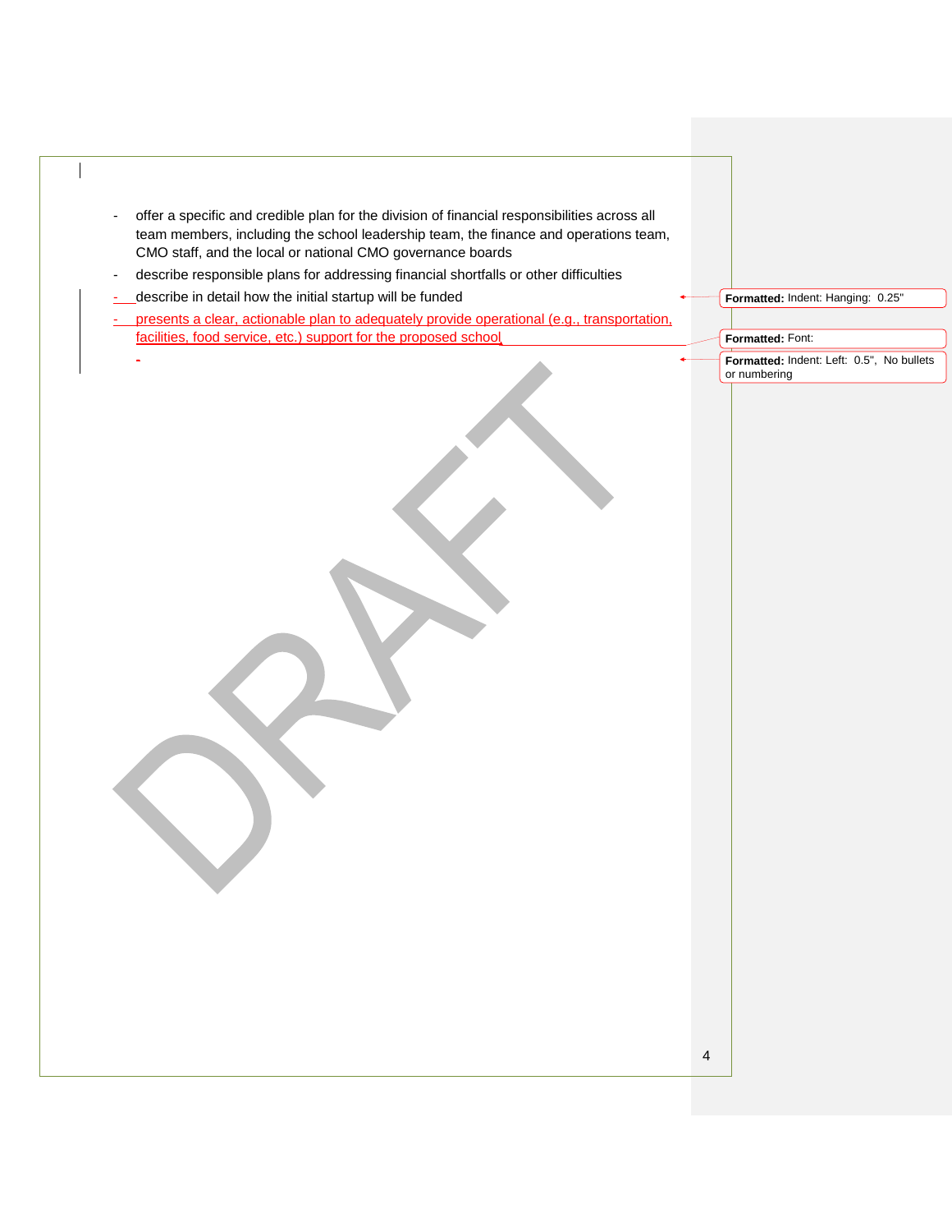- offer a specific and credible plan for the division of financial responsibilities across all team members, including the school leadership team, the finance and operations team, CMO staff, and the local or national CMO governance boards
- describe responsible plans for addressing financial shortfalls or other difficulties
- describe in detail how the initial startup will be funded
- presents a clear, actionable plan to adequately provide operational (e.g., transportation, facilities, food service, etc.) support for the proposed school

**Formatted:** Indent: Hanging: 0.25"

**Formatted:** Font:

**Formatted:** Indent: Left: 0.5", No bullets or numbering